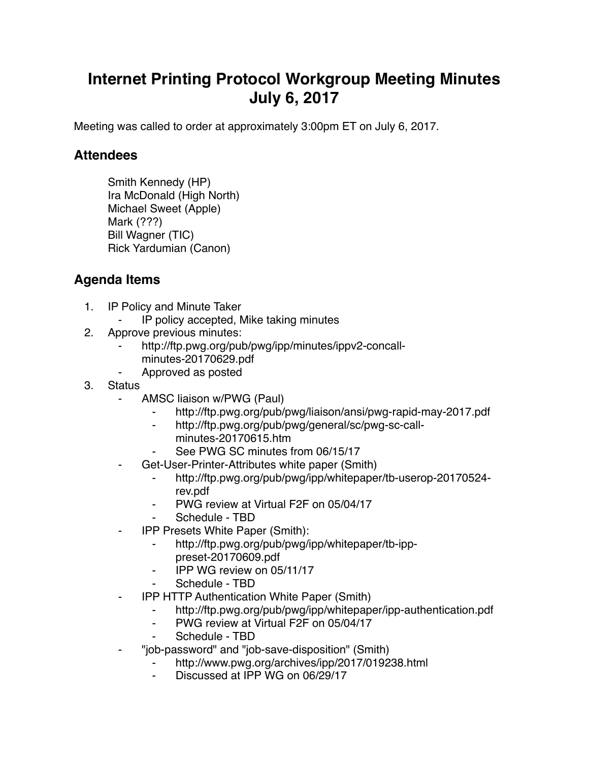# Internet Printing Protocol Workgroup Meeting Minutes
# July 6, 2017

Meeting was called to order at approximately 3:00pm ET on July 6, 2017.

## Attendees

Smith Kennedy (HP)
Ira McDonald (High North)
Michael Sweet (Apple)
Mark (???)
Bill Wagner (TIC)
Rick Yardumian (Canon)

## Agenda Items

1. IP Policy and Minute Taker
    - IP policy accepted, Mike taking minutes
2. Approve previous minutes:
    - http://ftp.pwg.org/pub/pwg/ipp/minutes/ippv2-concall-minutes-20170629.pdf
    - Approved as posted
3. Status
    - AMSC liaison w/PWG (Paul)
        - http://ftp.pwg.org/pub/pwg/liaison/ansi/pwg-rapid-may-2017.pdf
        - http://ftp.pwg.org/pub/pwg/general/sc/pwg-sc-call-minutes-20170615.htm
        - See PWG SC minutes from 06/15/17
    - Get-User-Printer-Attributes white paper (Smith)
        - http://ftp.pwg.org/pub/pwg/ipp/whitepaper/tb-userop-20170524-rev.pdf
        - PWG review at Virtual F2F on 05/04/17
        - Schedule - TBD
    - IPP Presets White Paper (Smith):
        - http://ftp.pwg.org/pub/pwg/ipp/whitepaper/tb-ipp-preset-20170609.pdf
        - IPP WG review on 05/11/17
        - Schedule - TBD
    - IPP HTTP Authentication White Paper (Smith)
        - http://ftp.pwg.org/pub/pwg/ipp/whitepaper/ipp-authentication.pdf
        - PWG review at Virtual F2F on 05/04/17
        - Schedule - TBD
    - "job-password" and "job-save-disposition" (Smith)
        - http://www.pwg.org/archives/ipp/2017/019238.html
        - Discussed at IPP WG on 06/29/17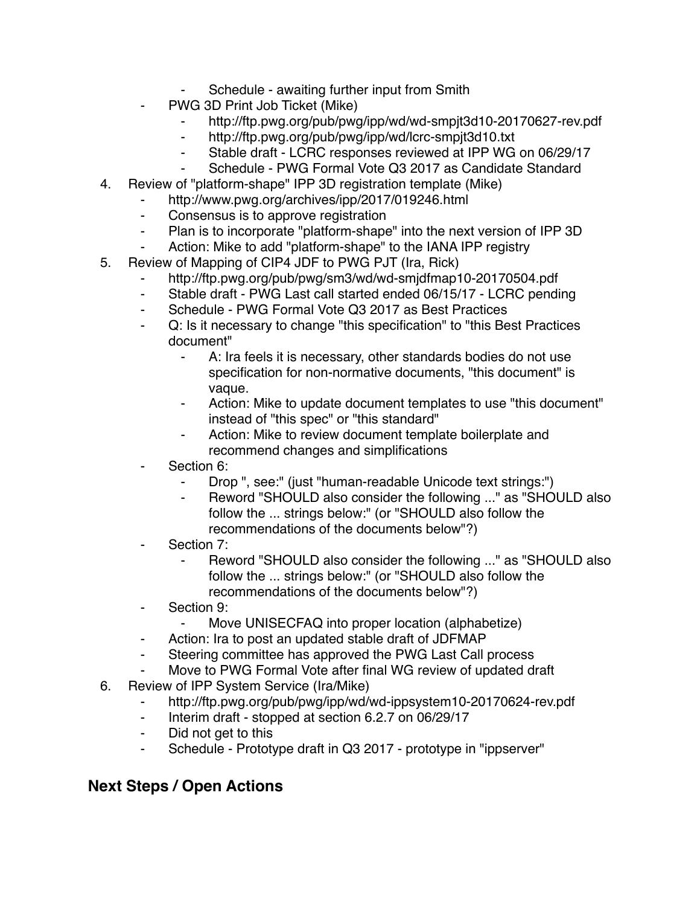- Schedule - awaiting further input from Smith
    - PWG 3D Print Job Ticket (Mike)
        - http://ftp.pwg.org/pub/pwg/ipp/wd/wd-smpjt3d10-20170627-rev.pdf
        - http://ftp.pwg.org/pub/pwg/ipp/wd/lcrc-smpjt3d10.txt
        - Stable draft - LCRC responses reviewed at IPP WG on 06/29/17
        - Schedule - PWG Formal Vote Q3 2017 as Candidate Standard
4. Review of "platform-shape" IPP 3D registration template (Mike)
    - http://www.pwg.org/archives/ipp/2017/019246.html
    - Consensus is to approve registration
    - Plan is to incorporate "platform-shape" into the next version of IPP 3D
    - Action: Mike to add "platform-shape" to the IANA IPP registry
5. Review of Mapping of CIP4 JDF to PWG PJT (Ira, Rick)
    - http://ftp.pwg.org/pub/pwg/sm3/wd/wd-smjdfmap10-20170504.pdf
    - Stable draft - PWG Last call started ended 06/15/17 - LCRC pending
    - Schedule - PWG Formal Vote Q3 2017 as Best Practices
    - Q: Is it necessary to change "this specification" to "this Best Practices document"
        - A: Ira feels it is necessary, other standards bodies do not use specification for non-normative documents, "this document" is vaque.
        - Action: Mike to update document templates to use "this document" instead of "this spec" or "this standard"
        - Action: Mike to review document template boilerplate and recommend changes and simplifications
    - Section 6:
        - Drop ", see:" (just "human-readable Unicode text strings:")
        - Reword "SHOULD also consider the following ..." as "SHOULD also follow the ... strings below:" (or "SHOULD also follow the recommendations of the documents below"?)
    - Section 7:
        - Reword "SHOULD also consider the following ..." as "SHOULD also follow the ... strings below:" (or "SHOULD also follow the recommendations of the documents below"?)
    - Section 9:
        - Move UNISECFAQ into proper location (alphabetize)
    - Action: Ira to post an updated stable draft of JDFMAP
    - Steering committee has approved the PWG Last Call process
    - Move to PWG Formal Vote after final WG review of updated draft
6. Review of IPP System Service (Ira/Mike)
    - http://ftp.pwg.org/pub/pwg/ipp/wd/wd-ippsystem10-20170624-rev.pdf
    - Interim draft - stopped at section 6.2.7 on 06/29/17
    - Did not get to this
    - Schedule - Prototype draft in Q3 2017 - prototype in "ippserver"

## Next Steps / Open Actions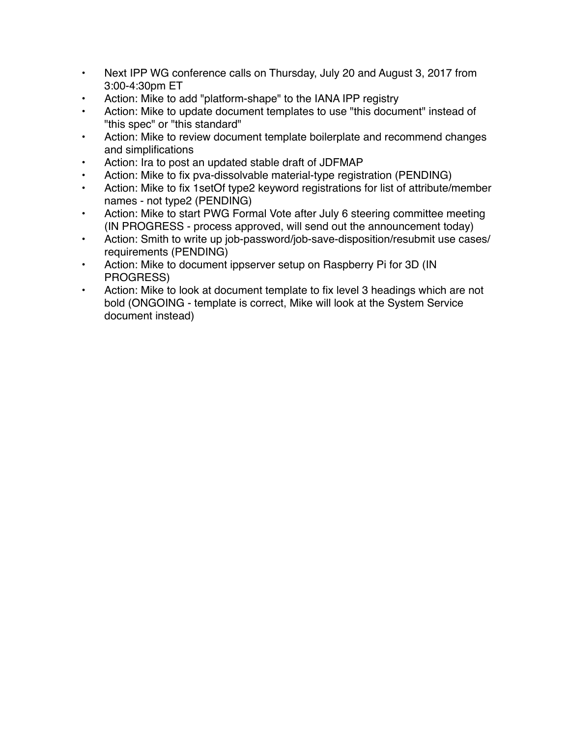- Next IPP WG conference calls on Thursday, July 20 and August 3, 2017 from 3:00-4:30pm ET
- Action: Mike to add "platform-shape" to the IANA IPP registry
- Action: Mike to update document templates to use "this document" instead of "this spec" or "this standard"
- Action: Mike to review document template boilerplate and recommend changes and simplifications
- Action: Ira to post an updated stable draft of JDFMAP
- Action: Mike to fix pva-dissolvable material-type registration (PENDING)
- Action: Mike to fix 1setOf type2 keyword registrations for list of attribute/member names - not type2 (PENDING)
- Action: Mike to start PWG Formal Vote after July 6 steering committee meeting (IN PROGRESS - process approved, will send out the announcement today)
- Action: Smith to write up job-password/job-save-disposition/resubmit use cases/requirements (PENDING)
- Action: Mike to document ippserver setup on Raspberry Pi for 3D (IN PROGRESS)
- Action: Mike to look at document template to fix level 3 headings which are not bold (ONGOING - template is correct, Mike will look at the System Service document instead)